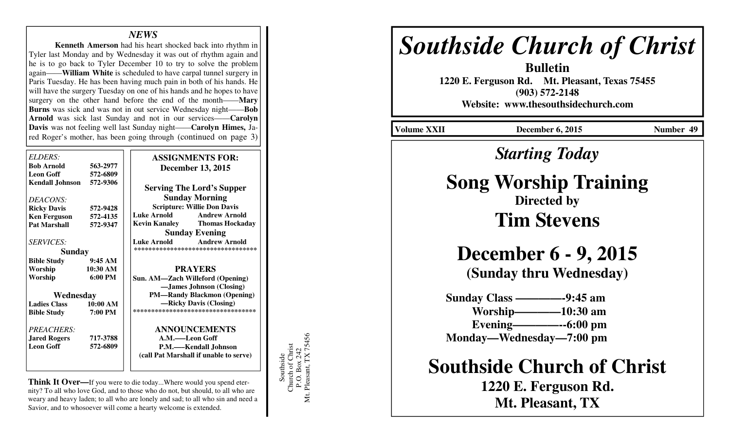## NEWS

**Kenneth Amerson** had his heart shocked back into rhythm in Tyler last Monday and by Wednesday it was out of rhythm again and he is to go back to Tyler December 10 to try to solve the problem again——**William White** is scheduled to have carpal tunnel surgery in Paris Tuesday. He has been having much pain in both of his hands. He will have the surgery Tuesday on one of his hands and he hopes to have surgery on the other hand before the end of the month——**Mary Burns** was sick and was not in out service Wednesday night——**Bob Arnold** was sick last Sunday and not in our services——**Carolyn Davis** was not feeling well last Sunday night——**Carolyn Himes,** Jared Roger's mother, has been going through (continued on page 3)

*ELDERS:*

| | |
|---|---|
| **Bob Arnold** | **563-2977** |
| **Leon Goff** | **572-6809** |
| **Kendall Johnson** | **572-9306** |

*DEACONS:*

| | |
|---|---|
| **Ricky Davis** | **572-9428** |
| **Ken Ferguson** | **572-4135** |
| **Pat Marshall** | **572-9347** |

*SERVICES:*

**Sunday**

| | |
|---|---|
| **Bible Study** | **9:45 AM** |
| **Worship** | **10:30 AM** |
| **Worship** | **6:00 PM** |

**Wednesday**

| | |
|---|---|
| **Ladies Class** | **10:00 AM** |
| **Bible Study** | **7:00 PM** |

*PREACHERS:*

| | |
|---|---|
| **Jared Rogers** | **717-3788** |
| **Leon Goff** | **572-6809** |

**ASSIGNMENTS FOR:**
**December 13, 2015**

**Serving The Lord's Supper**

**Sunday Morning**

**Scripture: Willie Don Davis**

| | |
|---|---|
| **Luke Arnold** | **Andrew Arnold** |
| **Kevin Kanaley** | **Thomas Hockaday** |

**Sunday Evening**

| | |
|---|---|
| **Luke Arnold** | **Andrew Arnold** |

**********************************

**PRAYERS**

**Sun. AM—Zach Willeford (Opening)**
**—James Johnson (Closing)**
**PM—Randy Blackmon (Opening)**
**—Ricky Davis (Closing)**

**********************************

**ANNOUNCEMENTS**

**A.M.—–Leon Goff**
**P.M.—–Kendall Johnson**
**(call Pat Marshall if unable to serve)**

**Think It Over—**If you were to die today...Where would you spend eternity? To all who love God, and to those who do not, but should, to all who are weary and heavy laden; to all who are lonely and sad; to all who sin and need a Savior, and to whosoever will come a hearty welcome is extended.

Southside
Church of Christ
P.O. Box 242
Mt. Pleasant, TX 75456

# *Southside Church of Christ*

**Bulletin**
**1220 E. Ferguson Rd. Mt. Pleasant, Texas 75455**
**(903) 572-2148**
**Website: www.thesouthsidechurch.com**

**Volume XXII** | **December 6, 2015** | **Number 49**

## *Starting Today*

# Song Worship Training

**Directed by**

# Tim Stevens

# December 6 - 9, 2015

### (Sunday thru Wednesday)

**Sunday Class ————-9:45 am**
**Worship————10:30 am**
**Evening—————--6:00 pm**
**Monday—Wednesday—7:00 pm**

# Southside Church of Christ

**1220 E. Ferguson Rd.**
**Mt. Pleasant, TX**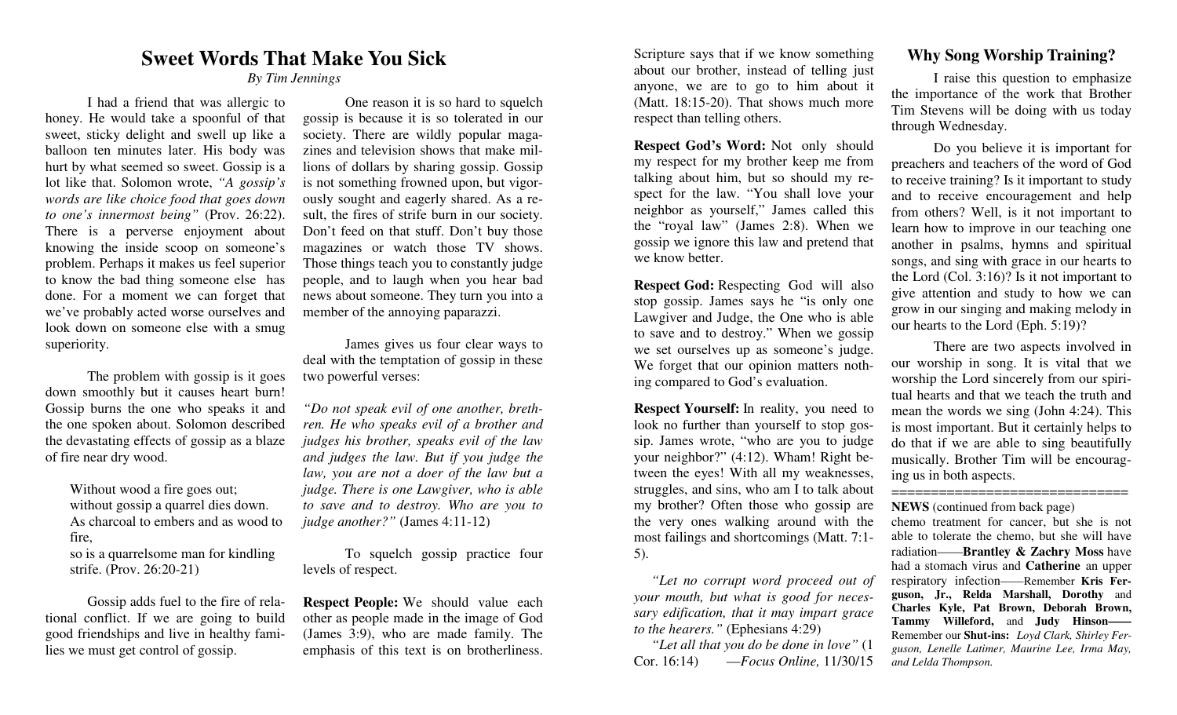# Sweet Words That Make You Sick

*By Tim Jennings*

I had a friend that was allergic to honey. He would take a spoonful of that sweet, sticky delight and swell up like a balloon ten minutes later. His body was hurt by what seemed so sweet. Gossip is a lot like that. Solomon wrote, *"A gossip's words are like choice food that goes down to one's innermost being"* (Prov. 26:22). There is a perverse enjoyment about knowing the inside scoop on someone's problem. Perhaps it makes us feel superior to know the bad thing someone else has done. For a moment we can forget that we've probably acted worse ourselves and look down on someone else with a smug superiority.

The problem with gossip is it goes down smoothly but it causes heart burn! Gossip burns the one who speaks it and the one spoken about. Solomon described the devastating effects of gossip as a blaze of fire near dry wood.

> Without wood a fire goes out;
> without gossip a quarrel dies down.
> As charcoal to embers and as wood to fire,
> so is a quarrelsome man for kindling strife. (Prov. 26:20-21)

Gossip adds fuel to the fire of relational conflict. If we are going to build good friendships and live in healthy families we must get control of gossip.

One reason it is so hard to squelch gossip is because it is so tolerated in our society. There are wildly popular magazines and television shows that make millions of dollars by sharing gossip. Gossip is not something frowned upon, but vigorously sought and eagerly shared. As a result, the fires of strife burn in our society. Don't feed on that stuff. Don't buy those magazines or watch those TV shows. Those things teach you to constantly judge people, and to laugh when you hear bad news about someone. They turn you into a member of the annoying paparazzi.

James gives us four clear ways to deal with the temptation of gossip in these two powerful verses:

*"Do not speak evil of one another, brethren. He who speaks evil of a brother and judges his brother, speaks evil of the law and judges the law. But if you judge the law, you are not a doer of the law but a judge. There is one Lawgiver, who is able to save and to destroy. Who are you to judge another?"* (James 4:11-12)

To squelch gossip practice four levels of respect.

**Respect People:** We should value each other as people made in the image of God (James 3:9), who are made family. The emphasis of this text is on brotherliness. Scripture says that if we know something about our brother, instead of telling just anyone, we are to go to him about it (Matt. 18:15-20). That shows much more respect than telling others.

**Respect God's Word:** Not only should my respect for my brother keep me from talking about him, but so should my respect for the law. "You shall love your neighbor as yourself," James called this the "royal law" (James 2:8). When we gossip we ignore this law and pretend that we know better.

**Respect God:** Respecting God will also stop gossip. James says he "is only one Lawgiver and Judge, the One who is able to save and to destroy." When we gossip we set ourselves up as someone's judge. We forget that our opinion matters nothing compared to God's evaluation.

**Respect Yourself:** In reality, you need to look no further than yourself to stop gossip. James wrote, "who are you to judge your neighbor?" (4:12). Wham! Right between the eyes! With all my weaknesses, struggles, and sins, who am I to talk about my brother? Often those who gossip are the very ones walking around with the most failings and shortcomings (Matt. 7:1-5).

*"Let no corrupt word proceed out of your mouth, but what is good for necessary edification, that it may impart grace to the hearers."* (Ephesians 4:29)

*"Let all that you do be done in love"* (1 Cor. 16:14) —*Focus Online,* 11/30/15

## Why Song Worship Training?

I raise this question to emphasize the importance of the work that Brother Tim Stevens will be doing with us today through Wednesday.

Do you believe it is important for preachers and teachers of the word of God to receive training? Is it important to study and to receive encouragement and help from others? Well, is it not important to learn how to improve in our teaching one another in psalms, hymns and spiritual songs, and sing with grace in our hearts to the Lord (Col. 3:16)? Is it not important to give attention and study to how we can grow in our singing and making melody in our hearts to the Lord (Eph. 5:19)?

There are two aspects involved in our worship in song. It is vital that we worship the Lord sincerely from our spiritual hearts and that we teach the truth and mean the words we sing (John 4:24). This is most important. But it certainly helps to do that if we are able to sing beautifully musically. Brother Tim will be encouraging us in both aspects.

==============================

**NEWS** (continued from back page) chemo treatment for cancer, but she is not able to tolerate the chemo, but she will have radiation——**Brantley & Zachry Moss** have had a stomach virus and **Catherine** an upper respiratory infection——Remember **Kris Ferguson, Jr., Relda Marshall, Dorothy** and **Charles Kyle, Pat Brown, Deborah Brown, Tammy Willeford,** and **Judy Hinson**—— Remember our **Shut-ins:** *Loyd Clark, Shirley Ferguson, Lenelle Latimer, Maurine Lee, Irma May, and Lelda Thompson.*